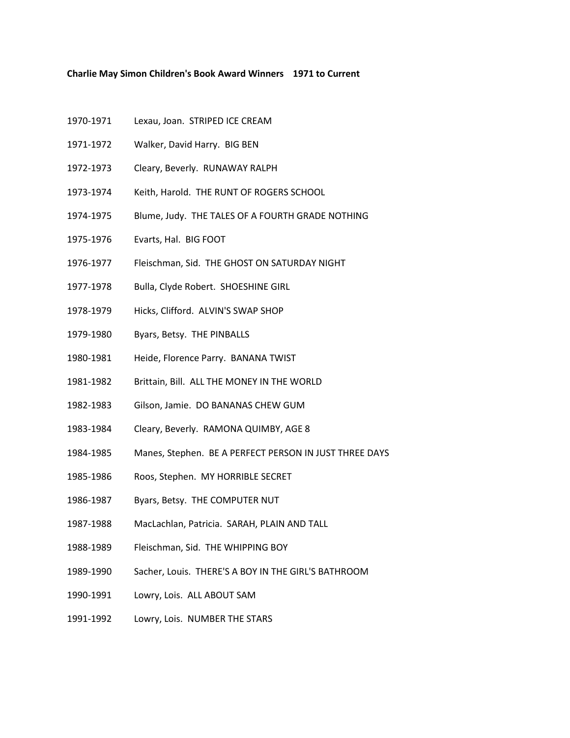**Charlie May Simon Children's Book Award Winners 1971 to Current**

1970-1971 Lexau, Joan. STRIPED ICE CREAM

1971-1972 Walker, David Harry. BIG BEN

1972-1973 Cleary, Beverly. RUNAWAY RALPH

1973-1974 Keith, Harold. THE RUNT OF ROGERS SCHOOL

1974-1975 Blume, Judy. THE TALES OF A FOURTH GRADE NOTHING

1975-1976 Evarts, Hal. BIG FOOT

1976-1977 Fleischman, Sid. THE GHOST ON SATURDAY NIGHT

1977-1978 Bulla, Clyde Robert. SHOESHINE GIRL

1978-1979 Hicks, Clifford. ALVIN'S SWAP SHOP

1979-1980 Byars, Betsy. THE PINBALLS

1980-1981 Heide, Florence Parry. BANANA TWIST

1981-1982 Brittain, Bill. ALL THE MONEY IN THE WORLD

1982-1983 Gilson, Jamie. DO BANANAS CHEW GUM

1983-1984 Cleary, Beverly. RAMONA QUIMBY, AGE 8

1984-1985 Manes, Stephen. BE A PERFECT PERSON IN JUST THREE DAYS

1985-1986 Roos, Stephen. MY HORRIBLE SECRET

1986-1987 Byars, Betsy. THE COMPUTER NUT

1987-1988 MacLachlan, Patricia. SARAH, PLAIN AND TALL

1988-1989 Fleischman, Sid. THE WHIPPING BOY

1989-1990 Sacher, Louis. THERE'S A BOY IN THE GIRL'S BATHROOM

1990-1991 Lowry, Lois. ALL ABOUT SAM

1991-1992 Lowry, Lois. NUMBER THE STARS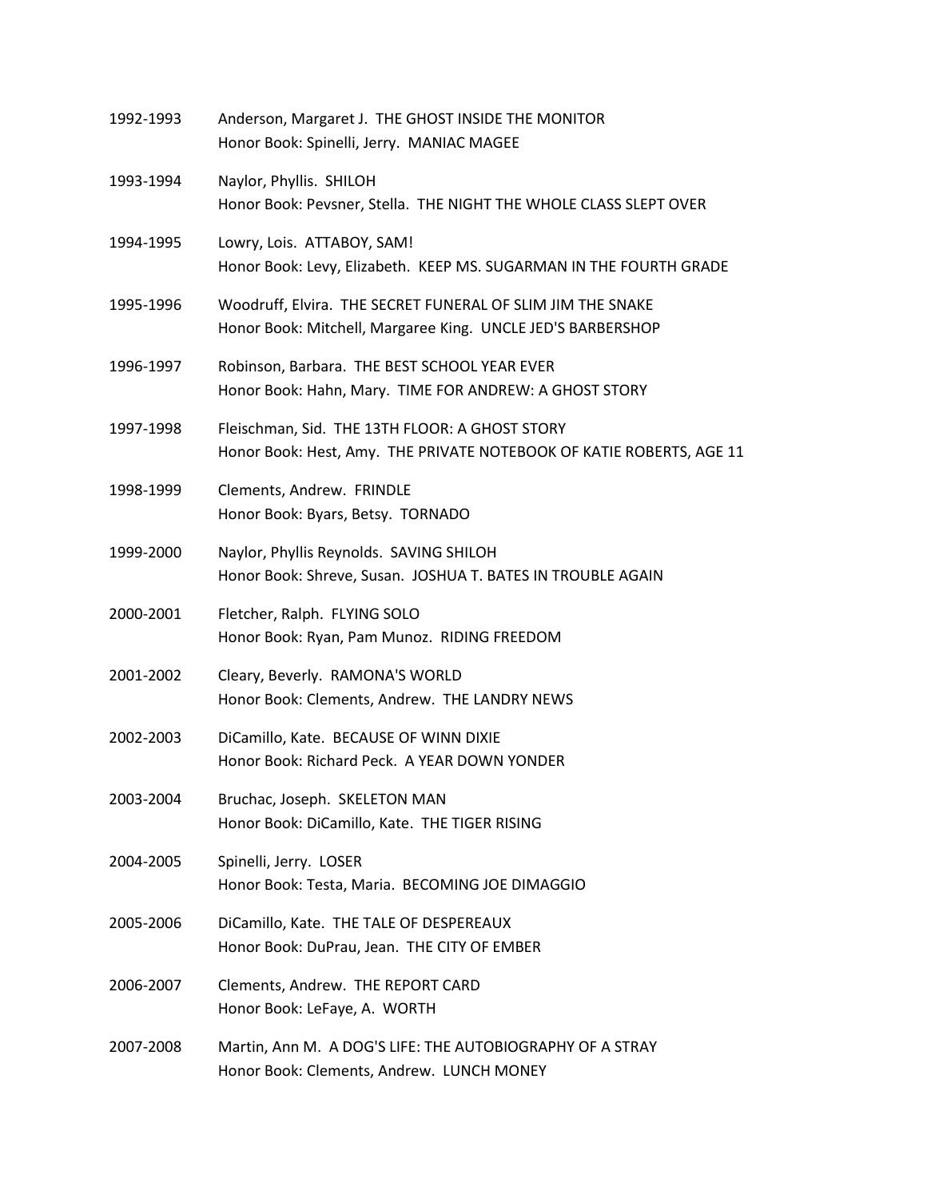1992-1993 Anderson, Margaret J. THE GHOST INSIDE THE MONITOR
Honor Book: Spinelli, Jerry. MANIAC MAGEE

1993-1994 Naylor, Phyllis. SHILOH
Honor Book: Pevsner, Stella. THE NIGHT THE WHOLE CLASS SLEPT OVER

1994-1995 Lowry, Lois. ATTABOY, SAM!
Honor Book: Levy, Elizabeth. KEEP MS. SUGARMAN IN THE FOURTH GRADE

1995-1996 Woodruff, Elvira. THE SECRET FUNERAL OF SLIM JIM THE SNAKE
Honor Book: Mitchell, Margaree King. UNCLE JED'S BARBERSHOP

1996-1997 Robinson, Barbara. THE BEST SCHOOL YEAR EVER
Honor Book: Hahn, Mary. TIME FOR ANDREW: A GHOST STORY

1997-1998 Fleischman, Sid. THE 13TH FLOOR: A GHOST STORY
Honor Book: Hest, Amy. THE PRIVATE NOTEBOOK OF KATIE ROBERTS, AGE 11

1998-1999 Clements, Andrew. FRINDLE
Honor Book: Byars, Betsy. TORNADO

1999-2000 Naylor, Phyllis Reynolds. SAVING SHILOH
Honor Book: Shreve, Susan. JOSHUA T. BATES IN TROUBLE AGAIN

2000-2001 Fletcher, Ralph. FLYING SOLO
Honor Book: Ryan, Pam Munoz. RIDING FREEDOM

2001-2002 Cleary, Beverly. RAMONA'S WORLD
Honor Book: Clements, Andrew. THE LANDRY NEWS

2002-2003 DiCamillo, Kate. BECAUSE OF WINN DIXIE
Honor Book: Richard Peck. A YEAR DOWN YONDER

2003-2004 Bruchac, Joseph. SKELETON MAN
Honor Book: DiCamillo, Kate. THE TIGER RISING

2004-2005 Spinelli, Jerry. LOSER
Honor Book: Testa, Maria. BECOMING JOE DIMAGGIO

2005-2006 DiCamillo, Kate. THE TALE OF DESPEREAUX
Honor Book: DuPrau, Jean. THE CITY OF EMBER

2006-2007 Clements, Andrew. THE REPORT CARD
Honor Book: LeFaye, A. WORTH

2007-2008 Martin, Ann M. A DOG'S LIFE: THE AUTOBIOGRAPHY OF A STRAY
Honor Book: Clements, Andrew. LUNCH MONEY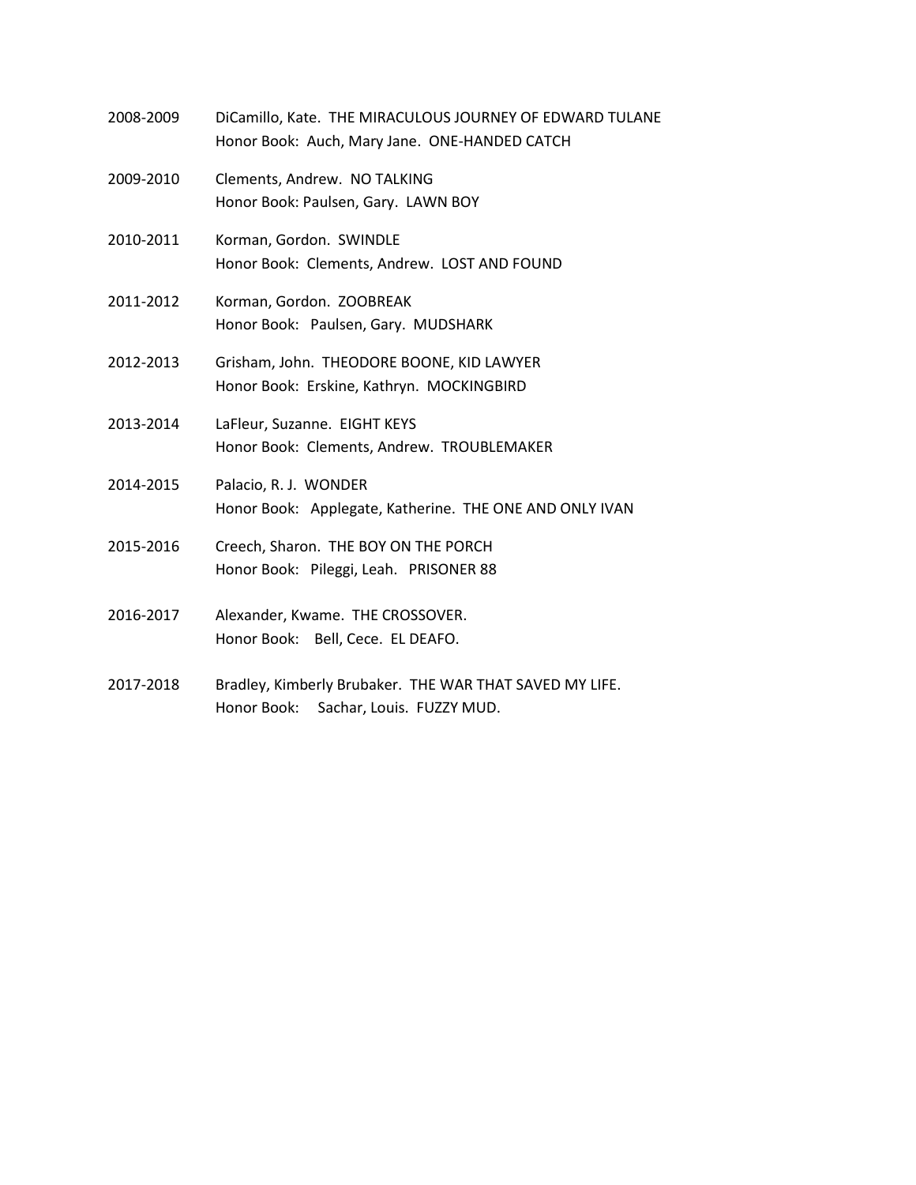| | |
|---|---|
| 2008-2009 | DiCamillo, Kate. THE MIRACULOUS JOURNEY OF EDWARD TULANE<br>Honor Book: Auch, Mary Jane. ONE-HANDED CATCH |
| 2009-2010 | Clements, Andrew. NO TALKING<br>Honor Book: Paulsen, Gary. LAWN BOY |
| 2010-2011 | Korman, Gordon. SWINDLE<br>Honor Book: Clements, Andrew. LOST AND FOUND |
| 2011-2012 | Korman, Gordon. ZOOBREAK<br>Honor Book: Paulsen, Gary. MUDSHARK |
| 2012-2013 | Grisham, John. THEODORE BOONE, KID LAWYER<br>Honor Book: Erskine, Kathryn. MOCKINGBIRD |
| 2013-2014 | LaFleur, Suzanne. EIGHT KEYS<br>Honor Book: Clements, Andrew. TROUBLEMAKER |
| 2014-2015 | Palacio, R. J. WONDER<br>Honor Book: Applegate, Katherine. THE ONE AND ONLY IVAN |
| 2015-2016 | Creech, Sharon. THE BOY ON THE PORCH<br>Honor Book: Pileggi, Leah. PRISONER 88 |
| 2016-2017 | Alexander, Kwame. THE CROSSOVER.<br>Honor Book: Bell, Cece. EL DEAFO. |
| 2017-2018 | Bradley, Kimberly Brubaker. THE WAR THAT SAVED MY LIFE.<br>Honor Book: Sachar, Louis. FUZZY MUD. |